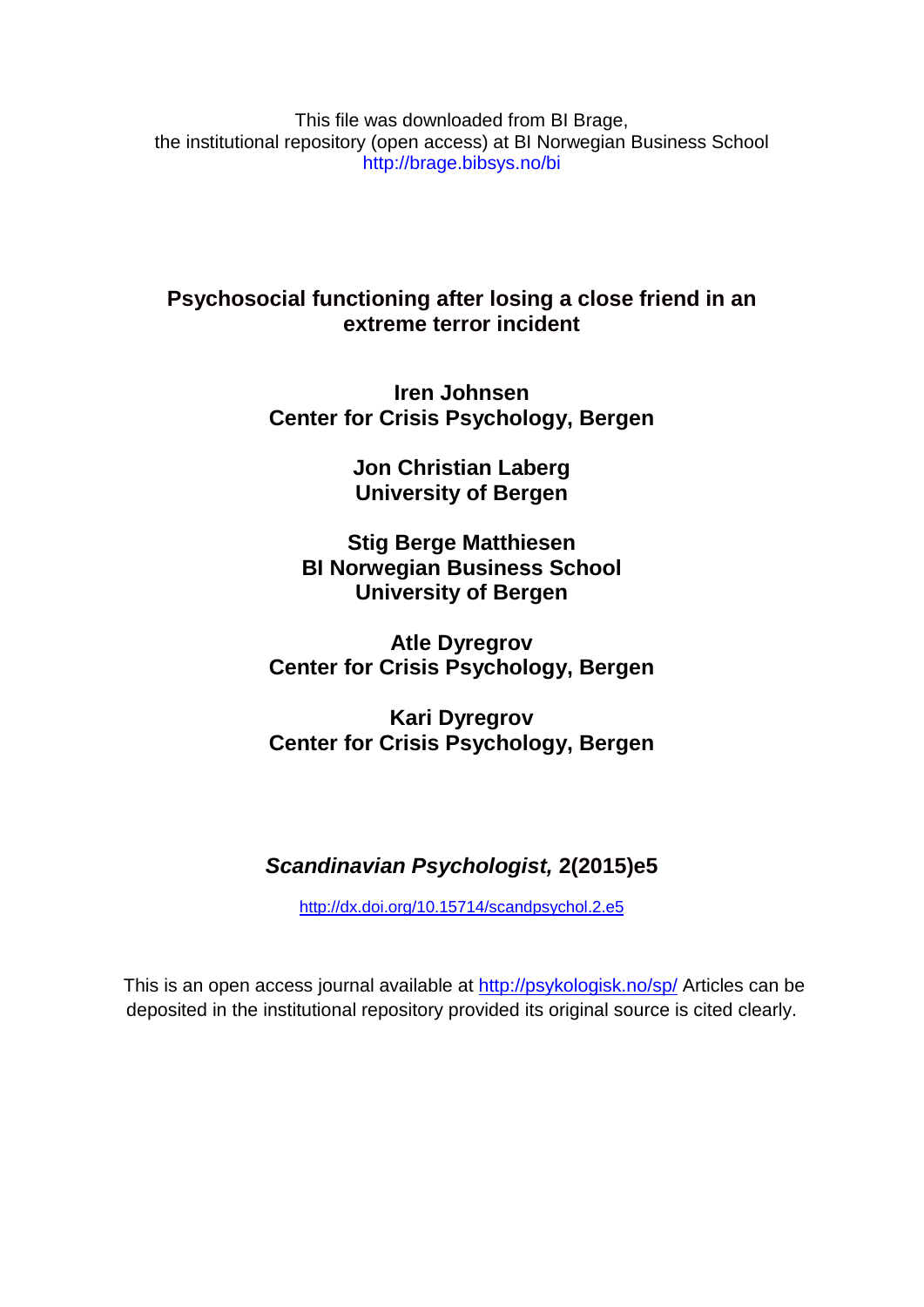This file was downloaded from BI Brage,
the institutional repository (open access) at BI Norwegian Business School
http://brage.bibsys.no/bi

# Psychosocial functioning after losing a close friend in an extreme terror incident

**Iren Johnsen**
**Center for Crisis Psychology, Bergen**

**Jon Christian Laberg**
**University of Bergen**

**Stig Berge Matthiesen**
**BI Norwegian Business School**
**University of Bergen**

**Atle Dyregrov**
**Center for Crisis Psychology, Bergen**

**Kari Dyregrov**
**Center for Crisis Psychology, Bergen**

***Scandinavian Psychologist,* 2(2015)e5**

http://dx.doi.org/10.15714/scandpsychol.2.e5

This is an open access journal available at http://psykologisk.no/sp/ Articles can be deposited in the institutional repository provided its original source is cited clearly.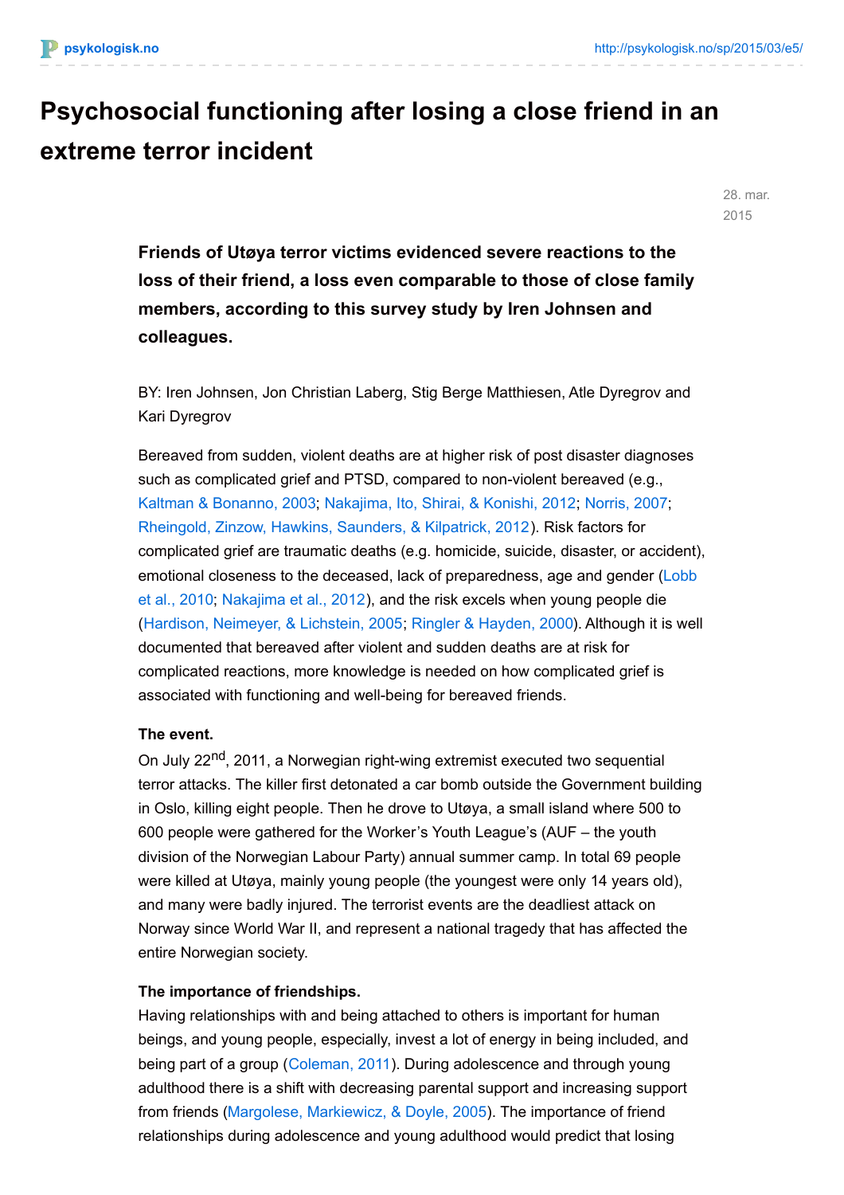# Psychosocial functioning after losing a close friend in an extreme terror incident

28. mar. 2015

**Friends of Utøya terror victims evidenced severe reactions to the loss of their friend, a loss even comparable to those of close family members, according to this survey study by Iren Johnsen and colleagues.**

BY: Iren Johnsen, Jon Christian Laberg, Stig Berge Matthiesen, Atle Dyregrov and Kari Dyregrov

Bereaved from sudden, violent deaths are at higher risk of post disaster diagnoses such as complicated grief and PTSD, compared to non-violent bereaved (e.g., Kaltman & Bonanno, 2003; Nakajima, Ito, Shirai, & Konishi, 2012; Norris, 2007; Rheingold, Zinzow, Hawkins, Saunders, & Kilpatrick, 2012). Risk factors for complicated grief are traumatic deaths (e.g. homicide, suicide, disaster, or accident), emotional closeness to the deceased, lack of preparedness, age and gender (Lobb et al., 2010; Nakajima et al., 2012), and the risk excels when young people die (Hardison, Neimeyer, & Lichstein, 2005; Ringler & Hayden, 2000). Although it is well documented that bereaved after violent and sudden deaths are at risk for complicated reactions, more knowledge is needed on how complicated grief is associated with functioning and well-being for bereaved friends.

**The event.**
On July 22nd, 2011, a Norwegian right-wing extremist executed two sequential terror attacks. The killer first detonated a car bomb outside the Government building in Oslo, killing eight people. Then he drove to Utøya, a small island where 500 to 600 people were gathered for the Worker's Youth League's (AUF – the youth division of the Norwegian Labour Party) annual summer camp. In total 69 people were killed at Utøya, mainly young people (the youngest were only 14 years old), and many were badly injured. The terrorist events are the deadliest attack on Norway since World War II, and represent a national tragedy that has affected the entire Norwegian society.

**The importance of friendships.**
Having relationships with and being attached to others is important for human beings, and young people, especially, invest a lot of energy in being included, and being part of a group (Coleman, 2011). During adolescence and through young adulthood there is a shift with decreasing parental support and increasing support from friends (Margolese, Markiewicz, & Doyle, 2005). The importance of friend relationships during adolescence and young adulthood would predict that losing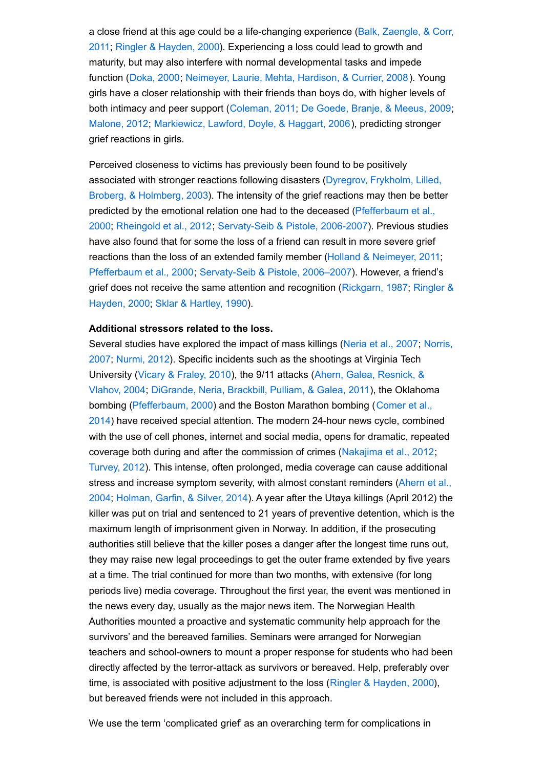a close friend at this age could be a life-changing experience (Balk, Zaengle, & Corr, 2011; Ringler & Hayden, 2000). Experiencing a loss could lead to growth and maturity, but may also interfere with normal developmental tasks and impede function (Doka, 2000; Neimeyer, Laurie, Mehta, Hardison, & Currier, 2008). Young girls have a closer relationship with their friends than boys do, with higher levels of both intimacy and peer support (Coleman, 2011; De Goede, Branje, & Meeus, 2009; Malone, 2012; Markiewicz, Lawford, Doyle, & Haggart, 2006), predicting stronger grief reactions in girls.

Perceived closeness to victims has previously been found to be positively associated with stronger reactions following disasters (Dyregrov, Frykholm, Lilled, Broberg, & Holmberg, 2003). The intensity of the grief reactions may then be better predicted by the emotional relation one had to the deceased (Pfefferbaum et al., 2000; Rheingold et al., 2012; Servaty-Seib & Pistole, 2006-2007). Previous studies have also found that for some the loss of a friend can result in more severe grief reactions than the loss of an extended family member (Holland & Neimeyer, 2011; Pfefferbaum et al., 2000; Servaty-Seib & Pistole, 2006–2007). However, a friend's grief does not receive the same attention and recognition (Rickgarn, 1987; Ringler & Hayden, 2000; Sklar & Hartley, 1990).

**Additional stressors related to the loss.**

Several studies have explored the impact of mass killings (Neria et al., 2007; Norris, 2007; Nurmi, 2012). Specific incidents such as the shootings at Virginia Tech University (Vicary & Fraley, 2010), the 9/11 attacks (Ahern, Galea, Resnick, & Vlahov, 2004; DiGrande, Neria, Brackbill, Pulliam, & Galea, 2011), the Oklahoma bombing (Pfefferbaum, 2000) and the Boston Marathon bombing (Comer et al., 2014) have received special attention. The modern 24-hour news cycle, combined with the use of cell phones, internet and social media, opens for dramatic, repeated coverage both during and after the commission of crimes (Nakajima et al., 2012; Turvey, 2012). This intense, often prolonged, media coverage can cause additional stress and increase symptom severity, with almost constant reminders (Ahern et al., 2004; Holman, Garfin, & Silver, 2014). A year after the Utøya killings (April 2012) the killer was put on trial and sentenced to 21 years of preventive detention, which is the maximum length of imprisonment given in Norway. In addition, if the prosecuting authorities still believe that the killer poses a danger after the longest time runs out, they may raise new legal proceedings to get the outer frame extended by five years at a time. The trial continued for more than two months, with extensive (for long periods live) media coverage. Throughout the first year, the event was mentioned in the news every day, usually as the major news item. The Norwegian Health Authorities mounted a proactive and systematic community help approach for the survivors' and the bereaved families. Seminars were arranged for Norwegian teachers and school-owners to mount a proper response for students who had been directly affected by the terror-attack as survivors or bereaved. Help, preferably over time, is associated with positive adjustment to the loss (Ringler & Hayden, 2000), but bereaved friends were not included in this approach.

We use the term 'complicated grief' as an overarching term for complications in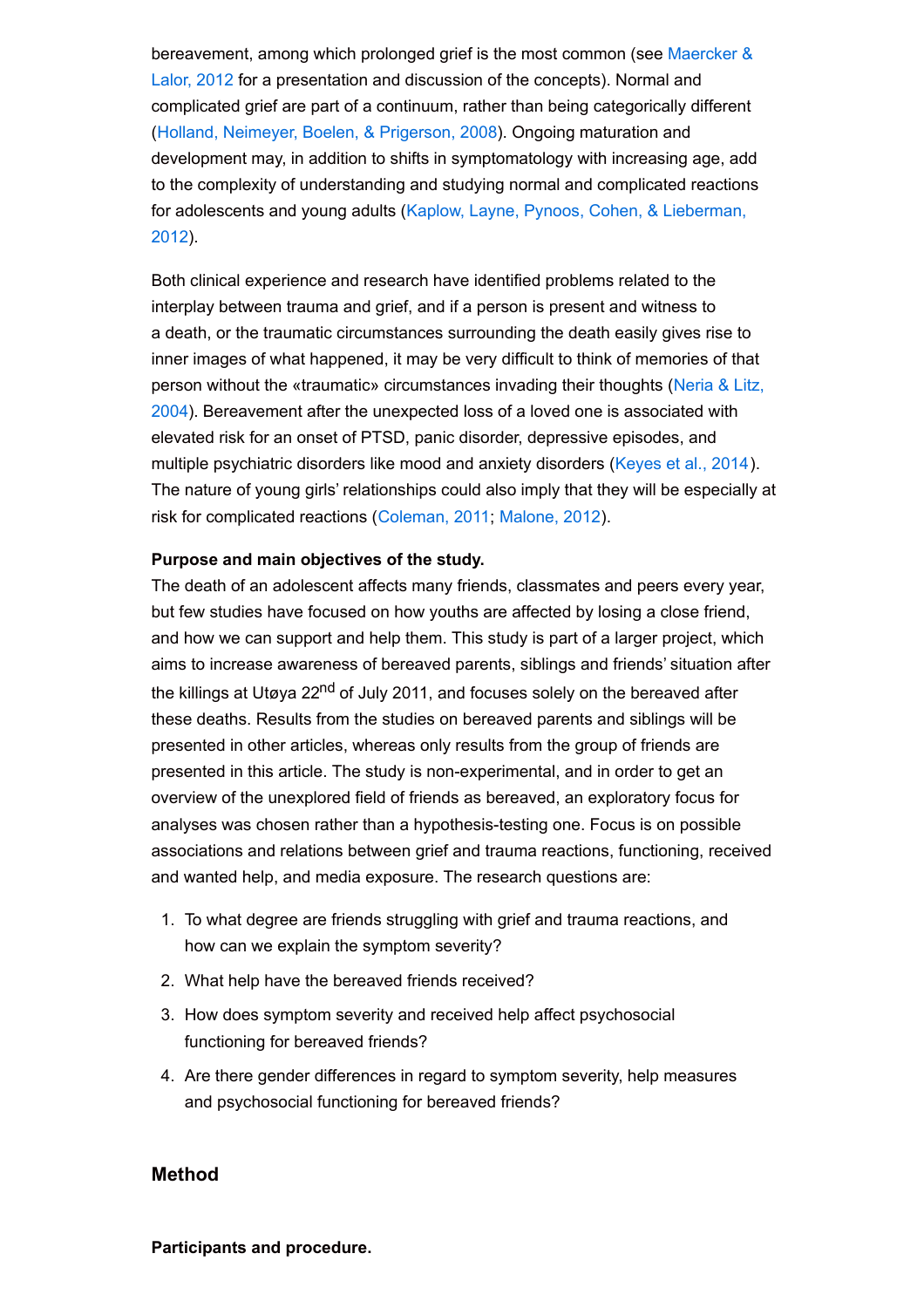bereavement, among which prolonged grief is the most common (see Maercker & Lalor, 2012 for a presentation and discussion of the concepts). Normal and complicated grief are part of a continuum, rather than being categorically different (Holland, Neimeyer, Boelen, & Prigerson, 2008). Ongoing maturation and development may, in addition to shifts in symptomatology with increasing age, add to the complexity of understanding and studying normal and complicated reactions for adolescents and young adults (Kaplow, Layne, Pynoos, Cohen, & Lieberman, 2012).

Both clinical experience and research have identified problems related to the interplay between trauma and grief, and if a person is present and witness to a death, or the traumatic circumstances surrounding the death easily gives rise to inner images of what happened, it may be very difficult to think of memories of that person without the «traumatic» circumstances invading their thoughts (Neria & Litz, 2004). Bereavement after the unexpected loss of a loved one is associated with elevated risk for an onset of PTSD, panic disorder, depressive episodes, and multiple psychiatric disorders like mood and anxiety disorders (Keyes et al., 2014). The nature of young girls' relationships could also imply that they will be especially at risk for complicated reactions (Coleman, 2011; Malone, 2012).

**Purpose and main objectives of the study.**

The death of an adolescent affects many friends, classmates and peers every year, but few studies have focused on how youths are affected by losing a close friend, and how we can support and help them. This study is part of a larger project, which aims to increase awareness of bereaved parents, siblings and friends' situation after the killings at Utøya 22nd of July 2011, and focuses solely on the bereaved after these deaths. Results from the studies on bereaved parents and siblings will be presented in other articles, whereas only results from the group of friends are presented in this article. The study is non-experimental, and in order to get an overview of the unexplored field of friends as bereaved, an exploratory focus for analyses was chosen rather than a hypothesis-testing one. Focus is on possible associations and relations between grief and trauma reactions, functioning, received and wanted help, and media exposure. The research questions are:

1. To what degree are friends struggling with grief and trauma reactions, and how can we explain the symptom severity?
2. What help have the bereaved friends received?
3. How does symptom severity and received help affect psychosocial functioning for bereaved friends?
4. Are there gender differences in regard to symptom severity, help measures and psychosocial functioning for bereaved friends?

## Method

**Participants and procedure.**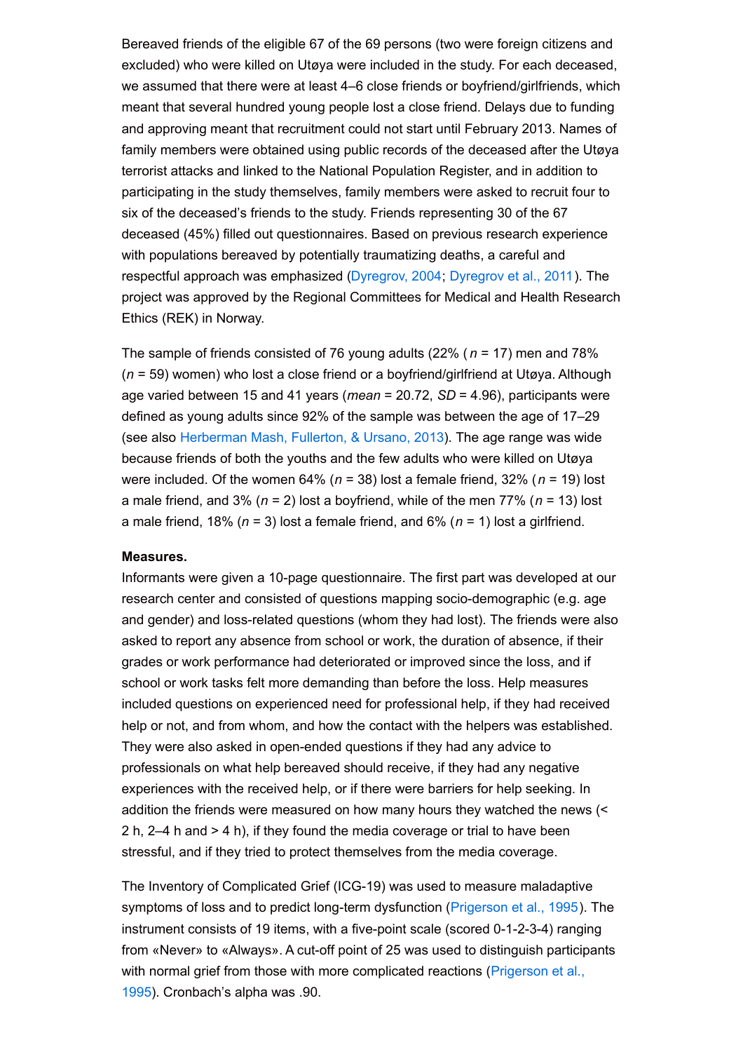Bereaved friends of the eligible 67 of the 69 persons (two were foreign citizens and excluded) who were killed on Utøya were included in the study. For each deceased, we assumed that there were at least 4–6 close friends or boyfriend/girlfriends, which meant that several hundred young people lost a close friend. Delays due to funding and approving meant that recruitment could not start until February 2013. Names of family members were obtained using public records of the deceased after the Utøya terrorist attacks and linked to the National Population Register, and in addition to participating in the study themselves, family members were asked to recruit four to six of the deceased's friends to the study. Friends representing 30 of the 67 deceased (45%) filled out questionnaires. Based on previous research experience with populations bereaved by potentially traumatizing deaths, a careful and respectful approach was emphasized (Dyregrov, 2004; Dyregrov et al., 2011). The project was approved by the Regional Committees for Medical and Health Research Ethics (REK) in Norway.

The sample of friends consisted of 76 young adults (22% ( *n* = 17) men and 78% (*n* = 59) women) who lost a close friend or a boyfriend/girlfriend at Utøya. Although age varied between 15 and 41 years (*mean* = 20.72, *SD* = 4.96), participants were defined as young adults since 92% of the sample was between the age of 17–29 (see also Herberman Mash, Fullerton, & Ursano, 2013). The age range was wide because friends of both the youths and the few adults who were killed on Utøya were included. Of the women 64% (*n* = 38) lost a female friend, 32% ( *n* = 19) lost a male friend, and 3% (*n* = 2) lost a boyfriend, while of the men 77% (*n* = 13) lost a male friend, 18% (*n* = 3) lost a female friend, and 6% (*n* = 1) lost a girlfriend.

**Measures.**

Informants were given a 10-page questionnaire. The first part was developed at our research center and consisted of questions mapping socio-demographic (e.g. age and gender) and loss-related questions (whom they had lost). The friends were also asked to report any absence from school or work, the duration of absence, if their grades or work performance had deteriorated or improved since the loss, and if school or work tasks felt more demanding than before the loss. Help measures included questions on experienced need for professional help, if they had received help or not, and from whom, and how the contact with the helpers was established. They were also asked in open-ended questions if they had any advice to professionals on what help bereaved should receive, if they had any negative experiences with the received help, or if there were barriers for help seeking. In addition the friends were measured on how many hours they watched the news (< 2 h, 2–4 h and > 4 h), if they found the media coverage or trial to have been stressful, and if they tried to protect themselves from the media coverage.

The Inventory of Complicated Grief (ICG-19) was used to measure maladaptive symptoms of loss and to predict long-term dysfunction (Prigerson et al., 1995). The instrument consists of 19 items, with a five-point scale (scored 0-1-2-3-4) ranging from «Never» to «Always». A cut-off point of 25 was used to distinguish participants with normal grief from those with more complicated reactions (Prigerson et al., 1995). Cronbach's alpha was .90.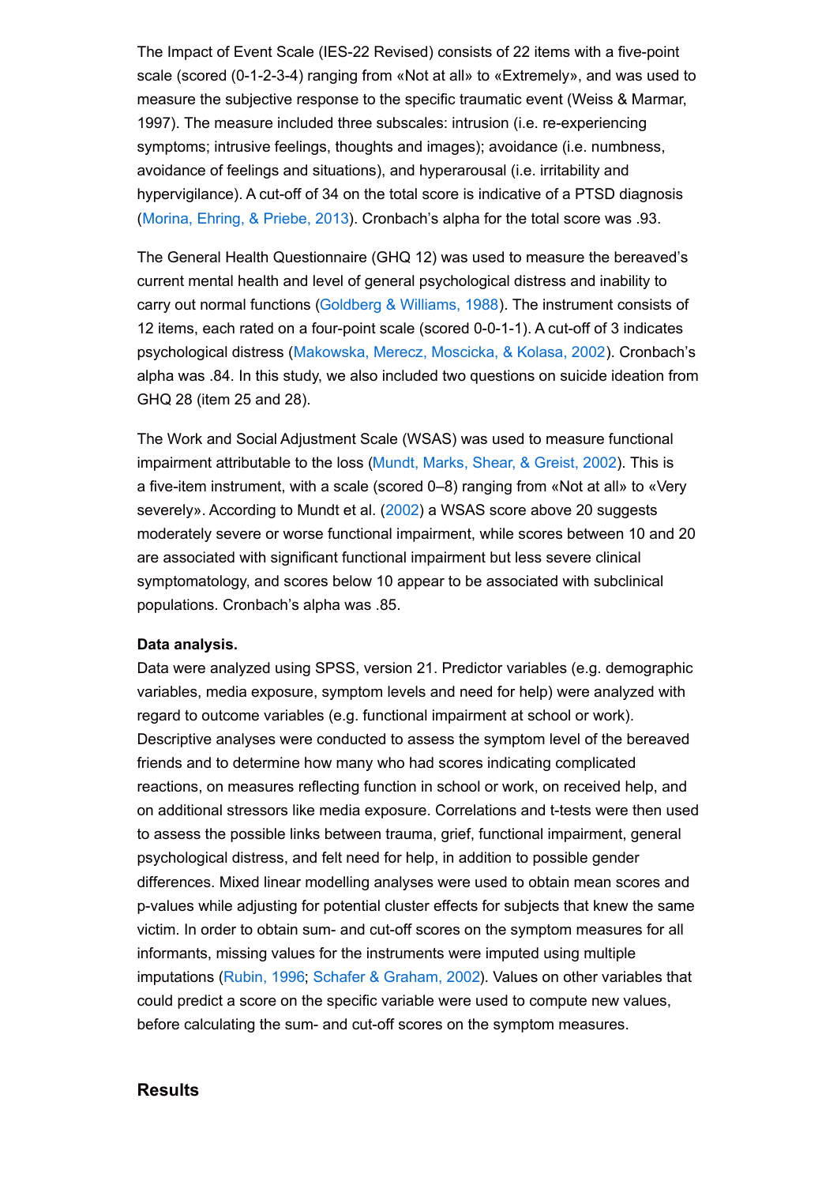The Impact of Event Scale (IES-22 Revised) consists of 22 items with a five-point scale (scored (0-1-2-3-4) ranging from «Not at all» to «Extremely», and was used to measure the subjective response to the specific traumatic event (Weiss & Marmar, 1997). The measure included three subscales: intrusion (i.e. re-experiencing symptoms; intrusive feelings, thoughts and images); avoidance (i.e. numbness, avoidance of feelings and situations), and hyperarousal (i.e. irritability and hypervigilance). A cut-off of 34 on the total score is indicative of a PTSD diagnosis (Morina, Ehring, & Priebe, 2013). Cronbach's alpha for the total score was .93.

The General Health Questionnaire (GHQ 12) was used to measure the bereaved's current mental health and level of general psychological distress and inability to carry out normal functions (Goldberg & Williams, 1988). The instrument consists of 12 items, each rated on a four-point scale (scored 0-0-1-1). A cut-off of 3 indicates psychological distress (Makowska, Merecz, Moscicka, & Kolasa, 2002). Cronbach's alpha was .84. In this study, we also included two questions on suicide ideation from GHQ 28 (item 25 and 28).

The Work and Social Adjustment Scale (WSAS) was used to measure functional impairment attributable to the loss (Mundt, Marks, Shear, & Greist, 2002). This is a five-item instrument, with a scale (scored 0–8) ranging from «Not at all» to «Very severely». According to Mundt et al. (2002) a WSAS score above 20 suggests moderately severe or worse functional impairment, while scores between 10 and 20 are associated with significant functional impairment but less severe clinical symptomatology, and scores below 10 appear to be associated with subclinical populations. Cronbach's alpha was .85.

**Data analysis.**
Data were analyzed using SPSS, version 21. Predictor variables (e.g. demographic variables, media exposure, symptom levels and need for help) were analyzed with regard to outcome variables (e.g. functional impairment at school or work). Descriptive analyses were conducted to assess the symptom level of the bereaved friends and to determine how many who had scores indicating complicated reactions, on measures reflecting function in school or work, on received help, and on additional stressors like media exposure. Correlations and t-tests were then used to assess the possible links between trauma, grief, functional impairment, general psychological distress, and felt need for help, in addition to possible gender differences. Mixed linear modelling analyses were used to obtain mean scores and p-values while adjusting for potential cluster effects for subjects that knew the same victim. In order to obtain sum- and cut-off scores on the symptom measures for all informants, missing values for the instruments were imputed using multiple imputations (Rubin, 1996; Schafer & Graham, 2002). Values on other variables that could predict a score on the specific variable were used to compute new values, before calculating the sum- and cut-off scores on the symptom measures.

## Results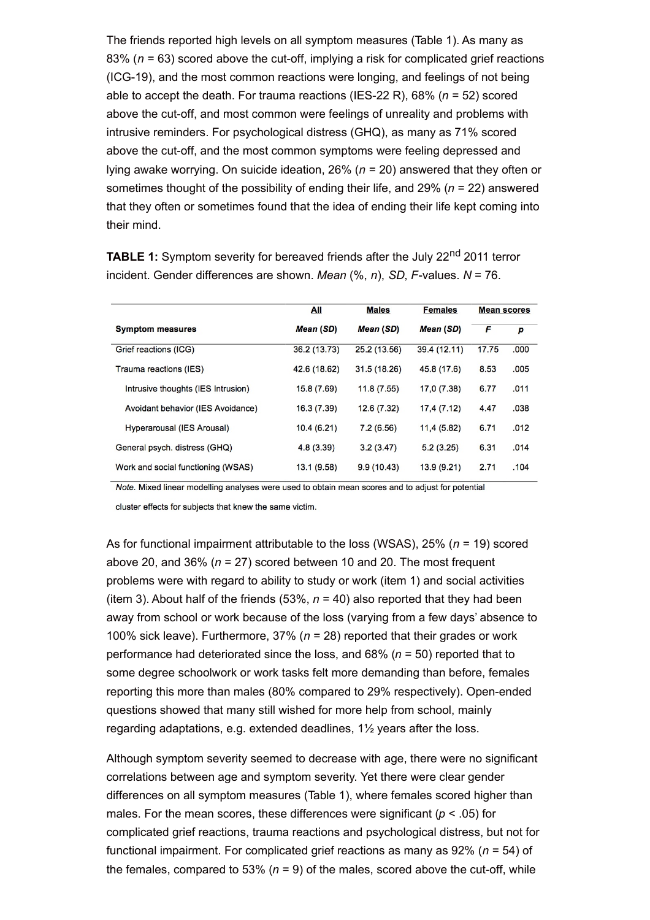The friends reported high levels on all symptom measures (Table 1). As many as 83% (*n* = 63) scored above the cut-off, implying a risk for complicated grief reactions (ICG-19), and the most common reactions were longing, and feelings of not being able to accept the death. For trauma reactions (IES-22 R), 68% (*n* = 52) scored above the cut-off, and most common were feelings of unreality and problems with intrusive reminders. For psychological distress (GHQ), as many as 71% scored above the cut-off, and the most common symptoms were feeling depressed and lying awake worrying. On suicide ideation, 26% (*n* = 20) answered that they often or sometimes thought of the possibility of ending their life, and 29% (*n* = 22) answered that they often or sometimes found that the idea of ending their life kept coming into their mind.

**TABLE 1:** Symptom severity for bereaved friends after the July 22nd 2011 terror incident. Gender differences are shown. *Mean* (%, *n*), *SD*, *F*-values. *N* = 76.

| | All | Males | Females | Mean scores | |
|---|---|---|---|---|---|
| **Symptom measures** | ***Mean* (*SD*)** | ***Mean* (*SD*)** | ***Mean* (*SD*)** | ***F*** | ***p*** |
| Grief reactions (ICG) | 36.2 (13.73) | 25.2 (13.56) | 39.4 (12.11) | 17.75 | .000 |
| Trauma reactions (IES) | 42.6 (18.62) | 31.5 (18.26) | 45.8 (17.6) | 8.53 | .005 |
| Intrusive thoughts (IES Intrusion) | 15.8 (7.69) | 11.8 (7.55) | 17,0 (7.38) | 6.77 | .011 |
| Avoidant behavior (IES Avoidance) | 16.3 (7.39) | 12.6 (7.32) | 17,4 (7.12) | 4.47 | .038 |
| Hyperarousal (IES Arousal) | 10.4 (6.21) | 7.2 (6.56) | 11,4 (5.82) | 6.71 | .012 |
| General psych. distress (GHQ) | 4.8 (3.39) | 3.2 (3.47) | 5.2 (3.25) | 6.31 | .014 |
| Work and social functioning (WSAS) | 13.1 (9.58) | 9.9 (10.43) | 13.9 (9.21) | 2.71 | .104 |

*Note.* Mixed linear modelling analyses were used to obtain mean scores and to adjust for potential cluster effects for subjects that knew the same victim.

As for functional impairment attributable to the loss (WSAS), 25% (*n* = 19) scored above 20, and 36% (*n* = 27) scored between 10 and 20. The most frequent problems were with regard to ability to study or work (item 1) and social activities (item 3). About half of the friends (53%, *n* = 40) also reported that they had been away from school or work because of the loss (varying from a few days' absence to 100% sick leave). Furthermore, 37% (*n* = 28) reported that their grades or work performance had deteriorated since the loss, and 68% (*n* = 50) reported that to some degree schoolwork or work tasks felt more demanding than before, females reporting this more than males (80% compared to 29% respectively). Open-ended questions showed that many still wished for more help from school, mainly regarding adaptations, e.g. extended deadlines, 1½ years after the loss.

Although symptom severity seemed to decrease with age, there were no significant correlations between age and symptom severity. Yet there were clear gender differences on all symptom measures (Table 1), where females scored higher than males. For the mean scores, these differences were significant ($p < .05$) for complicated grief reactions, trauma reactions and psychological distress, but not for functional impairment. For complicated grief reactions as many as 92% (*n* = 54) of the females, compared to 53% (*n* = 9) of the males, scored above the cut-off, while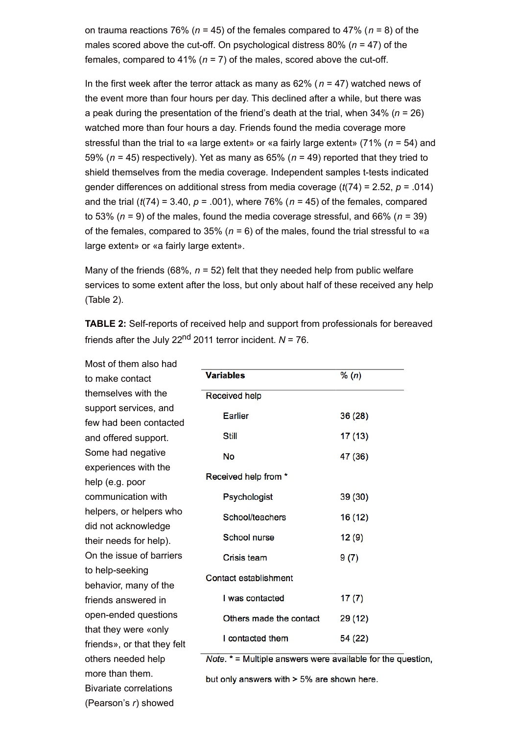on trauma reactions 76% ($n$ = 45) of the females compared to 47% ($n$ = 8) of the males scored above the cut-off. On psychological distress 80% ($n$ = 47) of the females, compared to 41% ($n$ = 7) of the males, scored above the cut-off.

In the first week after the terror attack as many as 62% ($n$ = 47) watched news of the event more than four hours per day. This declined after a while, but there was a peak during the presentation of the friend's death at the trial, when 34% ($n$ = 26) watched more than four hours a day. Friends found the media coverage more stressful than the trial to «a large extent» or «a fairly large extent» (71% ($n$ = 54) and 59% ($n$ = 45) respectively). Yet as many as 65% ($n$ = 49) reported that they tried to shield themselves from the media coverage. Independent samples t-tests indicated gender differences on additional stress from media coverage ($t(74) = 2.52$, $p = .014$) and the trial ($t(74) = 3.40$, $p = .001$), where 76% ($n$ = 45) of the females, compared to 53% ($n$ = 9) of the males, found the media coverage stressful, and 66% ($n$ = 39) of the females, compared to 35% ($n$ = 6) of the males, found the trial stressful to «a large extent» or «a fairly large extent».

Many of the friends (68%, $n$ = 52) felt that they needed help from public welfare services to some extent after the loss, but only about half of these received any help (Table 2).

**TABLE 2:** Self-reports of received help and support from professionals for bereaved friends after the July 22nd 2011 terror incident. $N$ = 76.

| Variables | % ($n$) |
|---|---|
| Received help | |
| Earlier | 36 (28) |
| Still | 17 (13) |
| No | 47 (36) |
| Received help from * | |
| Psychologist | 39 (30) |
| School/teachers | 16 (12) |
| School nurse | 12 (9) |
| Crisis team | 9 (7) |
| Contact establishment | |
| I was contacted | 17 (7) |
| Others made the contact | 29 (12) |
| I contacted them | 54 (22) |

*Note*. * = Multiple answers were available for the question, but only answers with > 5% are shown here.

Most of them also had to make contact themselves with the support services, and few had been contacted and offered support. Some had negative experiences with the help (e.g. poor communication with helpers, or helpers who did not acknowledge their needs for help). On the issue of barriers to help-seeking behavior, many of the friends answered in open-ended questions that they were «only friends», or that they felt others needed help more than them. Bivariate correlations (Pearson's $r$) showed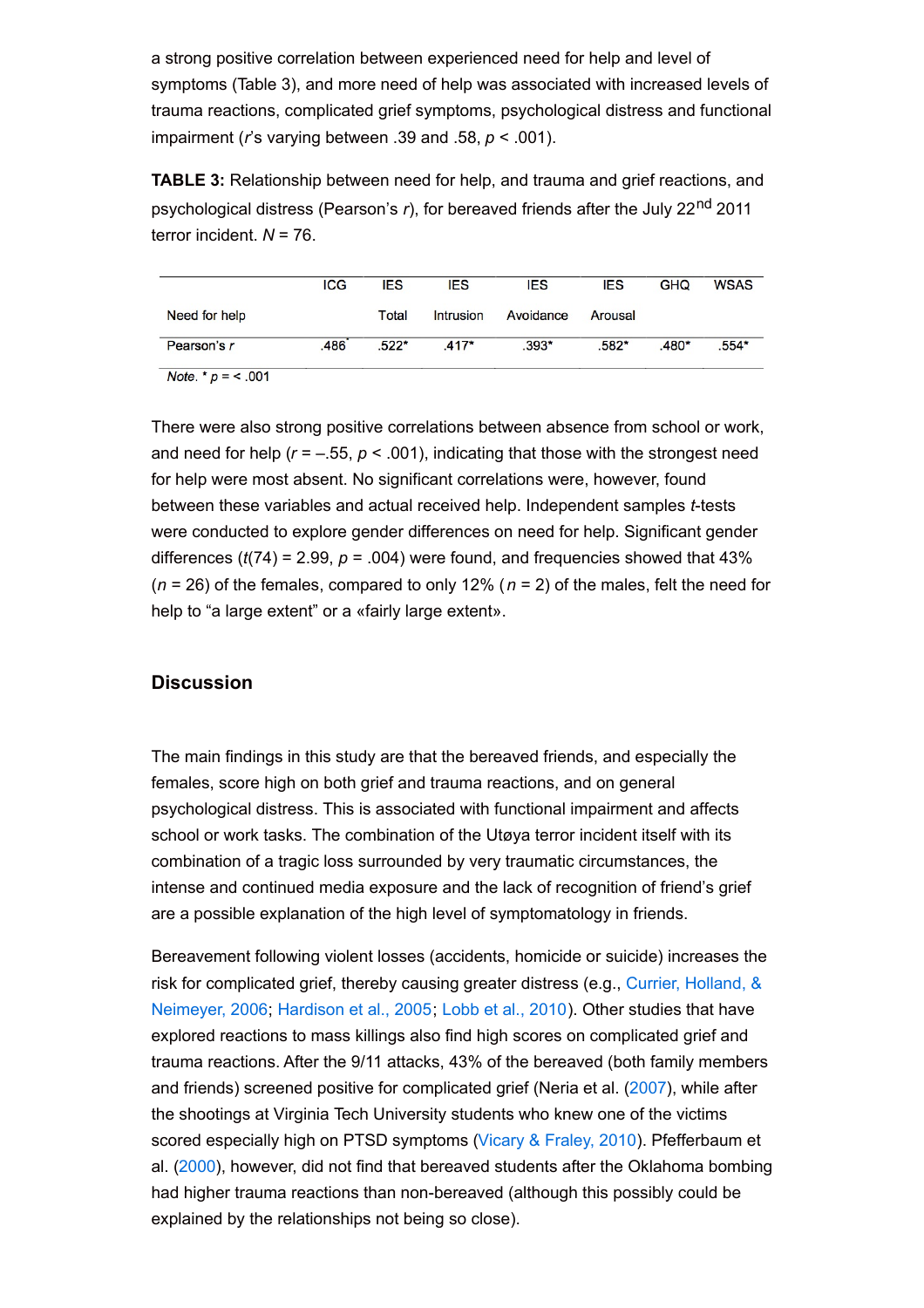a strong positive correlation between experienced need for help and level of symptoms (Table 3), and more need of help was associated with increased levels of trauma reactions, complicated grief symptoms, psychological distress and functional impairment ($r$'s varying between .39 and .58, $p < .001$).

**TABLE 3:** Relationship between need for help, and trauma and grief reactions, and psychological distress (Pearson's $r$), for bereaved friends after the July 22nd 2011 terror incident. $N = 76$.

| Need for help | ICG | IES Total | IES Intrusion | IES Avoidance | IES Arousal | GHQ | WSAS |
|---|---|---|---|---|---|---|---|
| Pearson's $r$ | .486* | .522* | .417* | .393* | .582* | .480* | .554* |

*Note.* * $p = < .001$

There were also strong positive correlations between absence from school or work, and need for help ($r = –.55$, $p < .001$), indicating that those with the strongest need for help were most absent. No significant correlations were, however, found between these variables and actual received help. Independent samples $t$-tests were conducted to explore gender differences on need for help. Significant gender differences ($t(74) = 2.99$, $p = .004$) were found, and frequencies showed that 43% ($n = 26$) of the females, compared to only 12% ($n = 2$) of the males, felt the need for help to "a large extent" or a «fairly large extent».

## Discussion

The main findings in this study are that the bereaved friends, and especially the females, score high on both grief and trauma reactions, and on general psychological distress. This is associated with functional impairment and affects school or work tasks. The combination of the Utøya terror incident itself with its combination of a tragic loss surrounded by very traumatic circumstances, the intense and continued media exposure and the lack of recognition of friend's grief are a possible explanation of the high level of symptomatology in friends.

Bereavement following violent losses (accidents, homicide or suicide) increases the risk for complicated grief, thereby causing greater distress (e.g., Currier, Holland, & Neimeyer, 2006; Hardison et al., 2005; Lobb et al., 2010). Other studies that have explored reactions to mass killings also find high scores on complicated grief and trauma reactions. After the 9/11 attacks, 43% of the bereaved (both family members and friends) screened positive for complicated grief (Neria et al. (2007), while after the shootings at Virginia Tech University students who knew one of the victims scored especially high on PTSD symptoms (Vicary & Fraley, 2010). Pfefferbaum et al. (2000), however, did not find that bereaved students after the Oklahoma bombing had higher trauma reactions than non-bereaved (although this possibly could be explained by the relationships not being so close).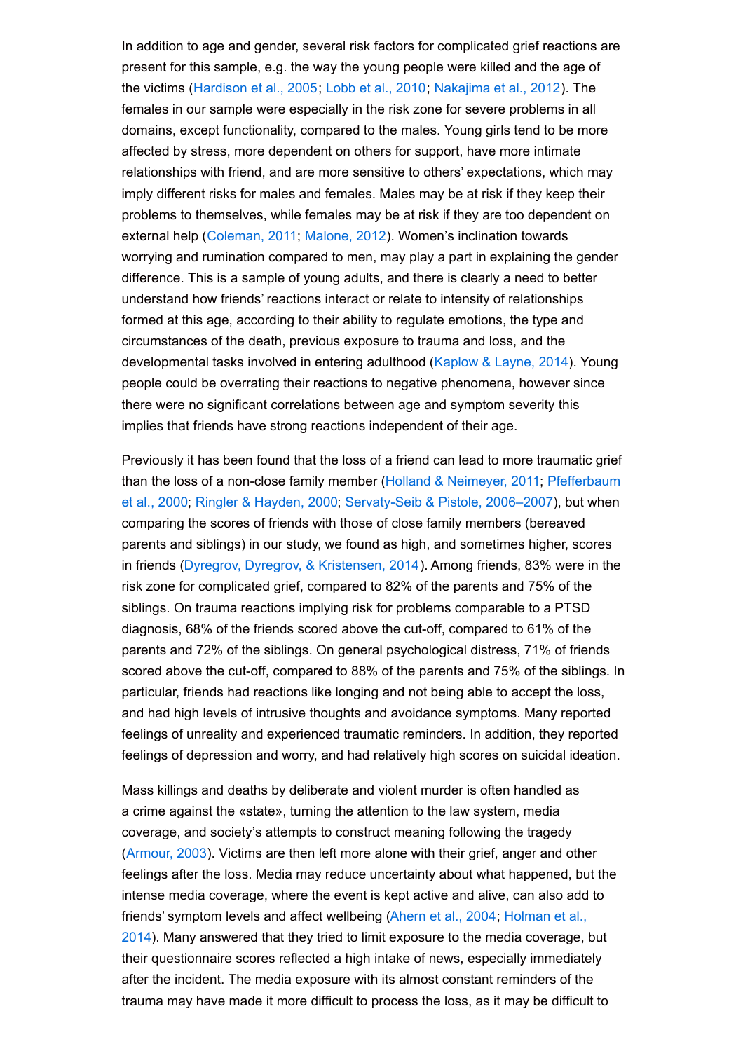In addition to age and gender, several risk factors for complicated grief reactions are present for this sample, e.g. the way the young people were killed and the age of the victims (Hardison et al., 2005; Lobb et al., 2010; Nakajima et al., 2012). The females in our sample were especially in the risk zone for severe problems in all domains, except functionality, compared to the males. Young girls tend to be more affected by stress, more dependent on others for support, have more intimate relationships with friend, and are more sensitive to others' expectations, which may imply different risks for males and females. Males may be at risk if they keep their problems to themselves, while females may be at risk if they are too dependent on external help (Coleman, 2011; Malone, 2012). Women's inclination towards worrying and rumination compared to men, may play a part in explaining the gender difference. This is a sample of young adults, and there is clearly a need to better understand how friends' reactions interact or relate to intensity of relationships formed at this age, according to their ability to regulate emotions, the type and circumstances of the death, previous exposure to trauma and loss, and the developmental tasks involved in entering adulthood (Kaplow & Layne, 2014). Young people could be overrating their reactions to negative phenomena, however since there were no significant correlations between age and symptom severity this implies that friends have strong reactions independent of their age.

Previously it has been found that the loss of a friend can lead to more traumatic grief than the loss of a non-close family member (Holland & Neimeyer, 2011; Pfefferbaum et al., 2000; Ringler & Hayden, 2000; Servaty-Seib & Pistole, 2006–2007), but when comparing the scores of friends with those of close family members (bereaved parents and siblings) in our study, we found as high, and sometimes higher, scores in friends (Dyregrov, Dyregrov, & Kristensen, 2014). Among friends, 83% were in the risk zone for complicated grief, compared to 82% of the parents and 75% of the siblings. On trauma reactions implying risk for problems comparable to a PTSD diagnosis, 68% of the friends scored above the cut-off, compared to 61% of the parents and 72% of the siblings. On general psychological distress, 71% of friends scored above the cut-off, compared to 88% of the parents and 75% of the siblings. In particular, friends had reactions like longing and not being able to accept the loss, and had high levels of intrusive thoughts and avoidance symptoms. Many reported feelings of unreality and experienced traumatic reminders. In addition, they reported feelings of depression and worry, and had relatively high scores on suicidal ideation.

Mass killings and deaths by deliberate and violent murder is often handled as a crime against the «state», turning the attention to the law system, media coverage, and society's attempts to construct meaning following the tragedy (Armour, 2003). Victims are then left more alone with their grief, anger and other feelings after the loss. Media may reduce uncertainty about what happened, but the intense media coverage, where the event is kept active and alive, can also add to friends' symptom levels and affect wellbeing (Ahern et al., 2004; Holman et al., 2014). Many answered that they tried to limit exposure to the media coverage, but their questionnaire scores reflected a high intake of news, especially immediately after the incident. The media exposure with its almost constant reminders of the trauma may have made it more difficult to process the loss, as it may be difficult to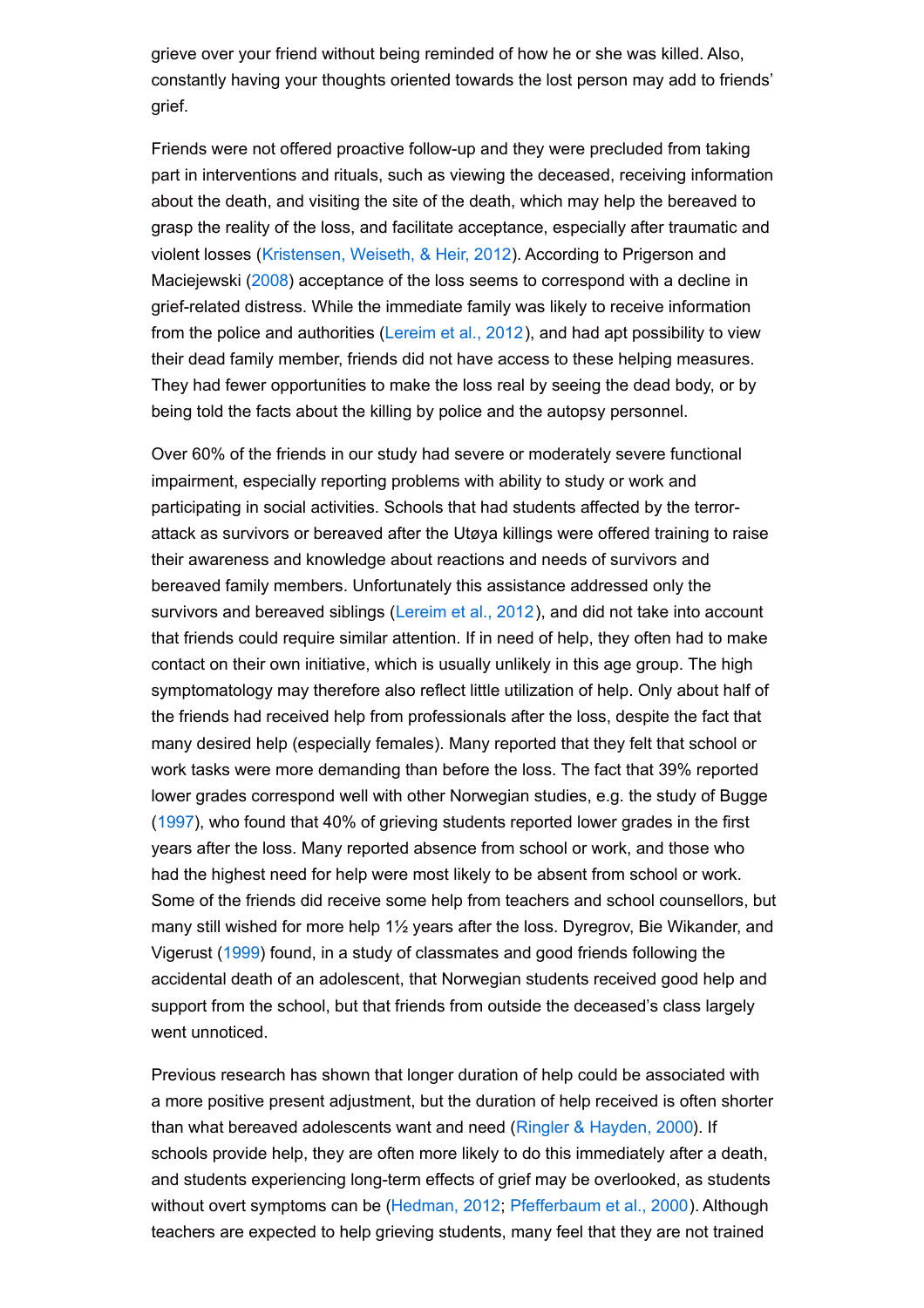grieve over your friend without being reminded of how he or she was killed. Also, constantly having your thoughts oriented towards the lost person may add to friends' grief.

Friends were not offered proactive follow-up and they were precluded from taking part in interventions and rituals, such as viewing the deceased, receiving information about the death, and visiting the site of the death, which may help the bereaved to grasp the reality of the loss, and facilitate acceptance, especially after traumatic and violent losses (Kristensen, Weiseth, & Heir, 2012). According to Prigerson and Maciejewski (2008) acceptance of the loss seems to correspond with a decline in grief-related distress. While the immediate family was likely to receive information from the police and authorities (Lereim et al., 2012), and had apt possibility to view their dead family member, friends did not have access to these helping measures. They had fewer opportunities to make the loss real by seeing the dead body, or by being told the facts about the killing by police and the autopsy personnel.

Over 60% of the friends in our study had severe or moderately severe functional impairment, especially reporting problems with ability to study or work and participating in social activities. Schools that had students affected by the terror-attack as survivors or bereaved after the Utøya killings were offered training to raise their awareness and knowledge about reactions and needs of survivors and bereaved family members. Unfortunately this assistance addressed only the survivors and bereaved siblings (Lereim et al., 2012), and did not take into account that friends could require similar attention. If in need of help, they often had to make contact on their own initiative, which is usually unlikely in this age group. The high symptomatology may therefore also reflect little utilization of help. Only about half of the friends had received help from professionals after the loss, despite the fact that many desired help (especially females). Many reported that they felt that school or work tasks were more demanding than before the loss. The fact that 39% reported lower grades correspond well with other Norwegian studies, e.g. the study of Bugge (1997), who found that 40% of grieving students reported lower grades in the first years after the loss. Many reported absence from school or work, and those who had the highest need for help were most likely to be absent from school or work. Some of the friends did receive some help from teachers and school counsellors, but many still wished for more help 1½ years after the loss. Dyregrov, Bie Wikander, and Vigerust (1999) found, in a study of classmates and good friends following the accidental death of an adolescent, that Norwegian students received good help and support from the school, but that friends from outside the deceased's class largely went unnoticed.

Previous research has shown that longer duration of help could be associated with a more positive present adjustment, but the duration of help received is often shorter than what bereaved adolescents want and need (Ringler & Hayden, 2000). If schools provide help, they are often more likely to do this immediately after a death, and students experiencing long-term effects of grief may be overlooked, as students without overt symptoms can be (Hedman, 2012; Pfefferbaum et al., 2000). Although teachers are expected to help grieving students, many feel that they are not trained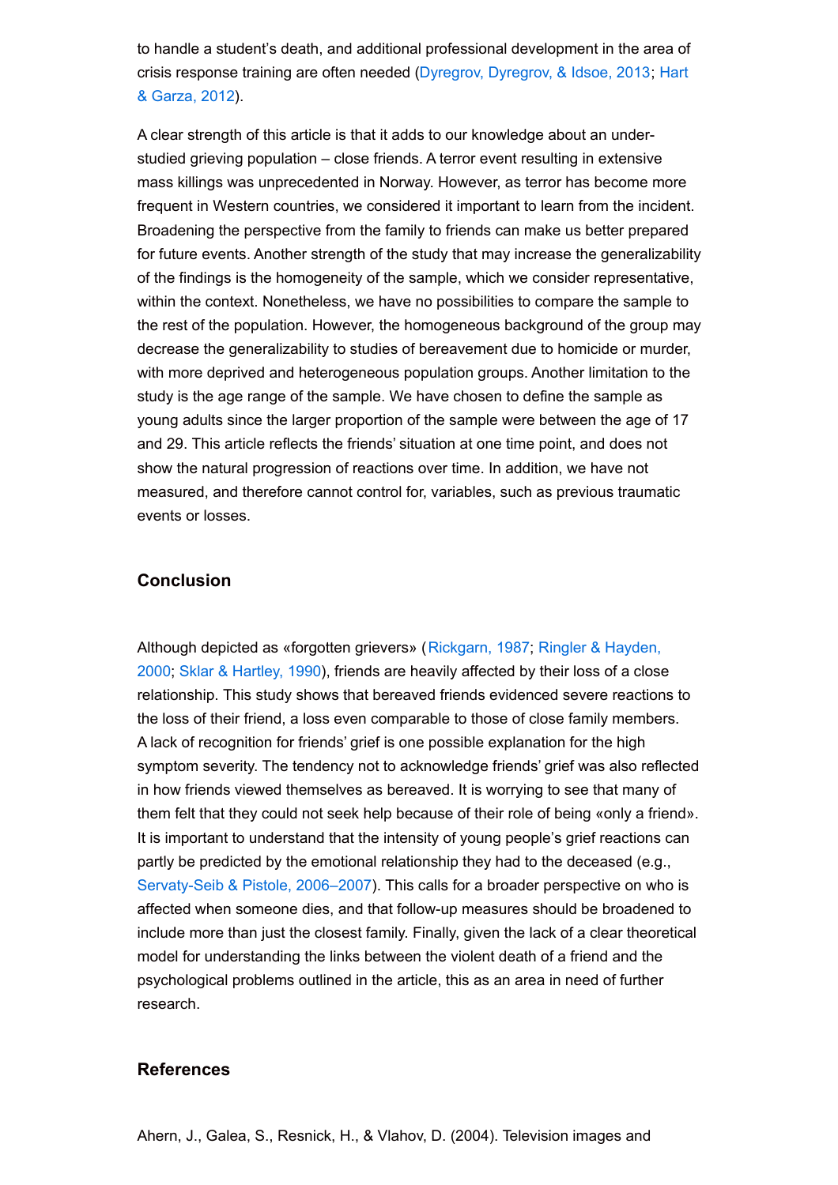to handle a student's death, and additional professional development in the area of crisis response training are often needed (Dyregrov, Dyregrov, & Idsoe, 2013; Hart & Garza, 2012).

A clear strength of this article is that it adds to our knowledge about an under-studied grieving population – close friends. A terror event resulting in extensive mass killings was unprecedented in Norway. However, as terror has become more frequent in Western countries, we considered it important to learn from the incident. Broadening the perspective from the family to friends can make us better prepared for future events. Another strength of the study that may increase the generalizability of the findings is the homogeneity of the sample, which we consider representative, within the context. Nonetheless, we have no possibilities to compare the sample to the rest of the population. However, the homogeneous background of the group may decrease the generalizability to studies of bereavement due to homicide or murder, with more deprived and heterogeneous population groups. Another limitation to the study is the age range of the sample. We have chosen to define the sample as young adults since the larger proportion of the sample were between the age of 17 and 29. This article reflects the friends' situation at one time point, and does not show the natural progression of reactions over time. In addition, we have not measured, and therefore cannot control for, variables, such as previous traumatic events or losses.

## Conclusion

Although depicted as «forgotten grievers» (Rickgarn, 1987; Ringler & Hayden, 2000; Sklar & Hartley, 1990), friends are heavily affected by their loss of a close relationship. This study shows that bereaved friends evidenced severe reactions to the loss of their friend, a loss even comparable to those of close family members. A lack of recognition for friends' grief is one possible explanation for the high symptom severity. The tendency not to acknowledge friends' grief was also reflected in how friends viewed themselves as bereaved. It is worrying to see that many of them felt that they could not seek help because of their role of being «only a friend». It is important to understand that the intensity of young people's grief reactions can partly be predicted by the emotional relationship they had to the deceased (e.g., Servaty-Seib & Pistole, 2006–2007). This calls for a broader perspective on who is affected when someone dies, and that follow-up measures should be broadened to include more than just the closest family. Finally, given the lack of a clear theoretical model for understanding the links between the violent death of a friend and the psychological problems outlined in the article, this as an area in need of further research.

## References

Ahern, J., Galea, S., Resnick, H., & Vlahov, D. (2004). Television images and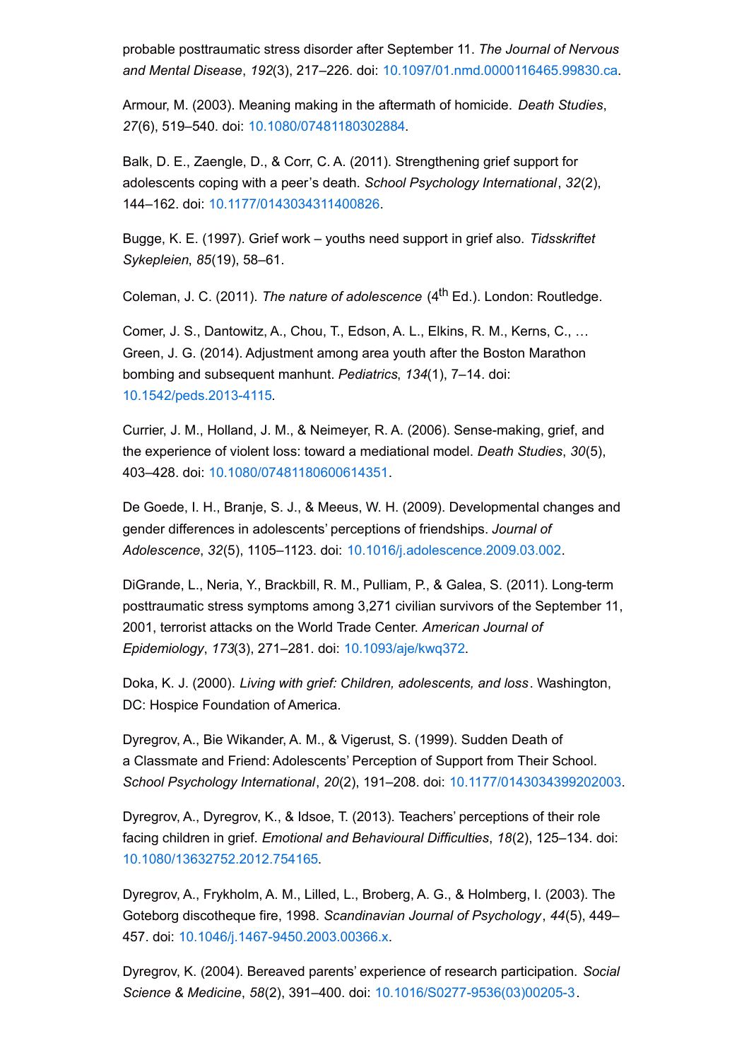probable posttraumatic stress disorder after September 11. *The Journal of Nervous and Mental Disease*, *192*(3), 217–226. doi: 10.1097/01.nmd.0000116465.99830.ca.

Armour, M. (2003). Meaning making in the aftermath of homicide. *Death Studies*, *27*(6), 519–540. doi: 10.1080/07481180302884.

Balk, D. E., Zaengle, D., & Corr, C. A. (2011). Strengthening grief support for adolescents coping with a peer's death. *School Psychology International*, *32*(2), 144–162. doi: 10.1177/0143034311400826.

Bugge, K. E. (1997). Grief work – youths need support in grief also. *Tidsskriftet Sykepleien*, *85*(19), 58–61.

Coleman, J. C. (2011). *The nature of adolescence* (4th Ed.). London: Routledge.

Comer, J. S., Dantowitz, A., Chou, T., Edson, A. L., Elkins, R. M., Kerns, C., … Green, J. G. (2014). Adjustment among area youth after the Boston Marathon bombing and subsequent manhunt. *Pediatrics*, *134*(1), 7–14. doi: 10.1542/peds.2013-4115.

Currier, J. M., Holland, J. M., & Neimeyer, R. A. (2006). Sense-making, grief, and the experience of violent loss: toward a mediational model. *Death Studies*, *30*(5), 403–428. doi: 10.1080/07481180600614351.

De Goede, I. H., Branje, S. J., & Meeus, W. H. (2009). Developmental changes and gender differences in adolescents' perceptions of friendships. *Journal of Adolescence*, *32*(5), 1105–1123. doi: 10.1016/j.adolescence.2009.03.002.

DiGrande, L., Neria, Y., Brackbill, R. M., Pulliam, P., & Galea, S. (2011). Long-term posttraumatic stress symptoms among 3,271 civilian survivors of the September 11, 2001, terrorist attacks on the World Trade Center. *American Journal of Epidemiology*, *173*(3), 271–281. doi: 10.1093/aje/kwq372.

Doka, K. J. (2000). *Living with grief: Children, adolescents, and loss*. Washington, DC: Hospice Foundation of America.

Dyregrov, A., Bie Wikander, A. M., & Vigerust, S. (1999). Sudden Death of a Classmate and Friend: Adolescents' Perception of Support from Their School. *School Psychology International*, *20*(2), 191–208. doi: 10.1177/0143034399202003.

Dyregrov, A., Dyregrov, K., & Idsoe, T. (2013). Teachers' perceptions of their role facing children in grief. *Emotional and Behavioural Difficulties*, *18*(2), 125–134. doi: 10.1080/13632752.2012.754165.

Dyregrov, A., Frykholm, A. M., Lilled, L., Broberg, A. G., & Holmberg, I. (2003). The Goteborg discotheque fire, 1998. *Scandinavian Journal of Psychology*, *44*(5), 449–457. doi: 10.1046/j.1467-9450.2003.00366.x.

Dyregrov, K. (2004). Bereaved parents' experience of research participation. *Social Science & Medicine*, *58*(2), 391–400. doi: 10.1016/S0277-9536(03)00205-3.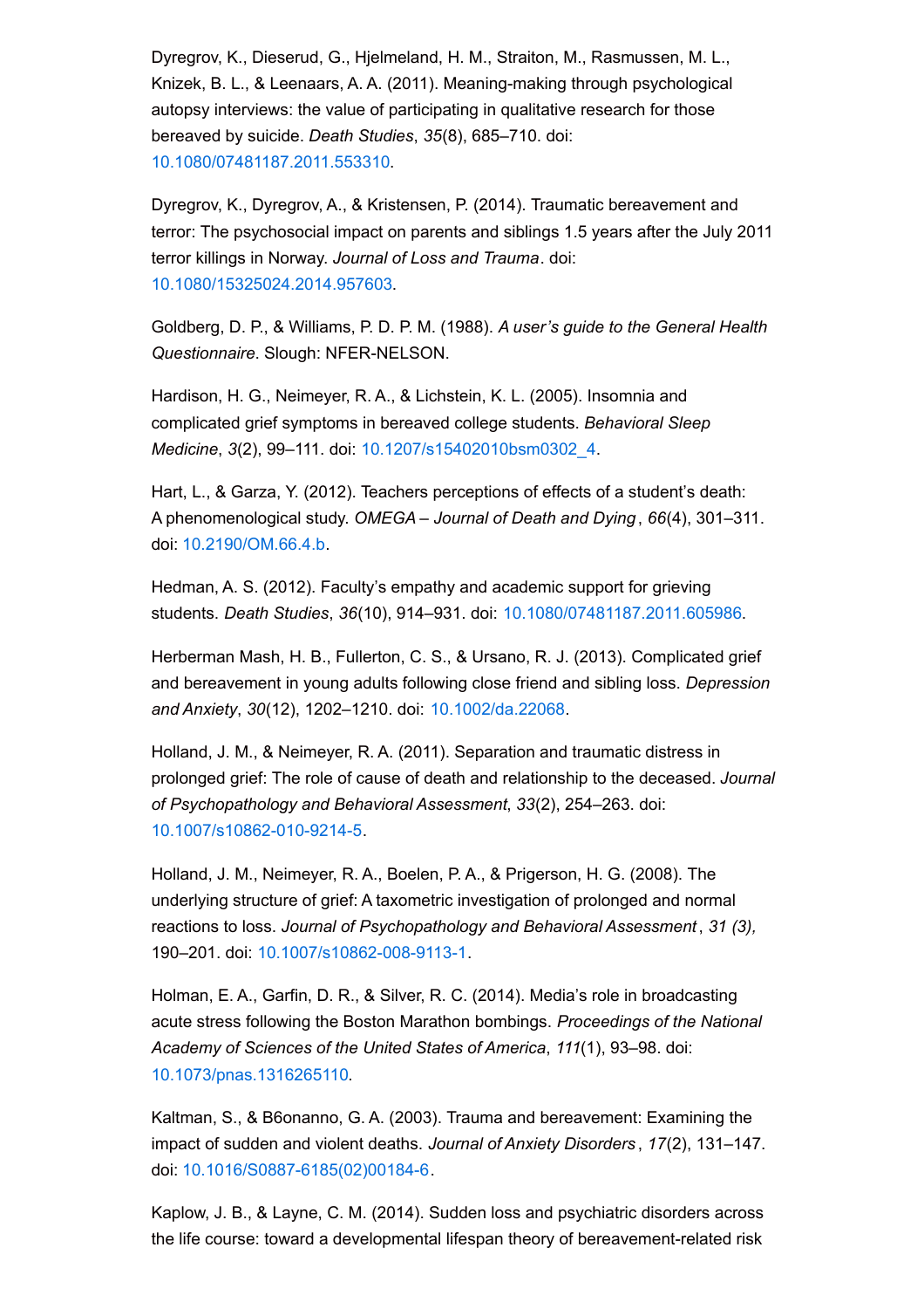Dyregrov, K., Dieserud, G., Hjelmeland, H. M., Straiton, M., Rasmussen, M. L., Knizek, B. L., & Leenaars, A. A. (2011). Meaning-making through psychological autopsy interviews: the value of participating in qualitative research for those bereaved by suicide. *Death Studies*, *35*(8), 685–710. doi: 10.1080/07481187.2011.553310.

Dyregrov, K., Dyregrov, A., & Kristensen, P. (2014). Traumatic bereavement and terror: The psychosocial impact on parents and siblings 1.5 years after the July 2011 terror killings in Norway. *Journal of Loss and Trauma*. doi: 10.1080/15325024.2014.957603.

Goldberg, D. P., & Williams, P. D. P. M. (1988). *A user's guide to the General Health Questionnaire*. Slough: NFER-NELSON.

Hardison, H. G., Neimeyer, R. A., & Lichstein, K. L. (2005). Insomnia and complicated grief symptoms in bereaved college students. *Behavioral Sleep Medicine*, *3*(2), 99–111. doi: 10.1207/s15402010bsm0302_4.

Hart, L., & Garza, Y. (2012). Teachers perceptions of effects of a student's death: A phenomenological study. *OMEGA – Journal of Death and Dying*, *66*(4), 301–311. doi: 10.2190/OM.66.4.b.

Hedman, A. S. (2012). Faculty's empathy and academic support for grieving students. *Death Studies*, *36*(10), 914–931. doi: 10.1080/07481187.2011.605986.

Herberman Mash, H. B., Fullerton, C. S., & Ursano, R. J. (2013). Complicated grief and bereavement in young adults following close friend and sibling loss. *Depression and Anxiety*, *30*(12), 1202–1210. doi: 10.1002/da.22068.

Holland, J. M., & Neimeyer, R. A. (2011). Separation and traumatic distress in prolonged grief: The role of cause of death and relationship to the deceased. *Journal of Psychopathology and Behavioral Assessment*, *33*(2), 254–263. doi: 10.1007/s10862-010-9214-5.

Holland, J. M., Neimeyer, R. A., Boelen, P. A., & Prigerson, H. G. (2008). The underlying structure of grief: A taxometric investigation of prolonged and normal reactions to loss. *Journal of Psychopathology and Behavioral Assessment*, *31 (3),* 190–201. doi: 10.1007/s10862-008-9113-1.

Holman, E. A., Garfin, D. R., & Silver, R. C. (2014). Media's role in broadcasting acute stress following the Boston Marathon bombings. *Proceedings of the National Academy of Sciences of the United States of America*, *111*(1), 93–98. doi: 10.1073/pnas.1316265110.

Kaltman, S., & B6onanno, G. A. (2003). Trauma and bereavement: Examining the impact of sudden and violent deaths. *Journal of Anxiety Disorders*, *17*(2), 131–147. doi: 10.1016/S0887-6185(02)00184-6.

Kaplow, J. B., & Layne, C. M. (2014). Sudden loss and psychiatric disorders across the life course: toward a developmental lifespan theory of bereavement-related risk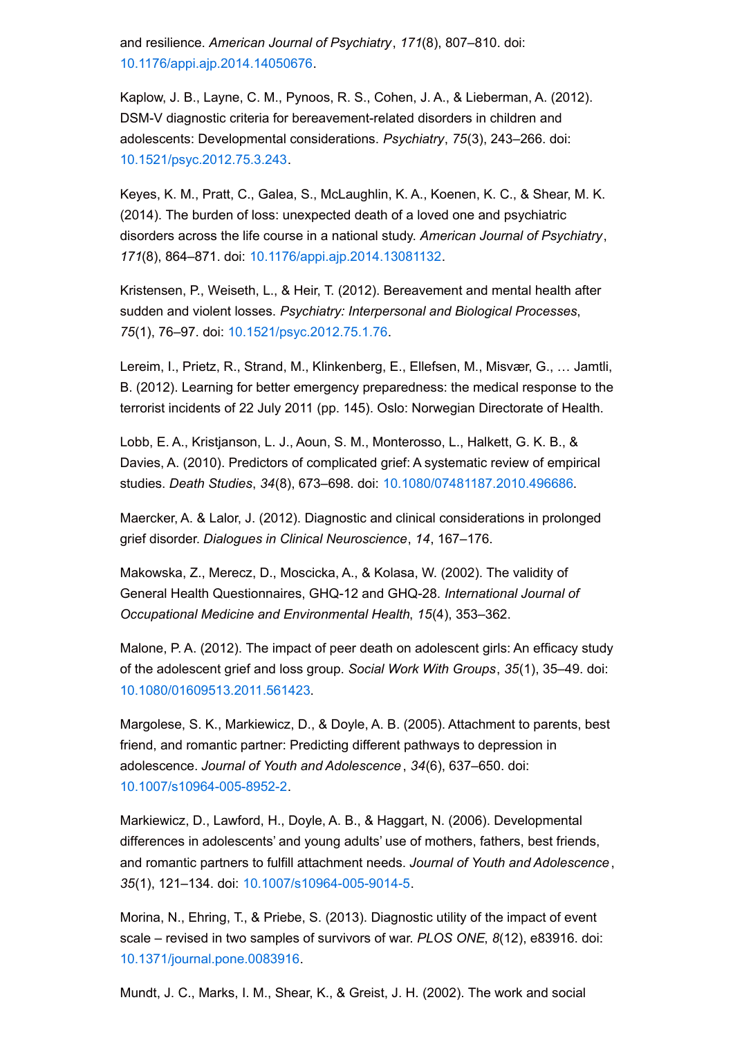and resilience. *American Journal of Psychiatry*, *171*(8), 807–810. doi: 10.1176/appi.ajp.2014.14050676.

Kaplow, J. B., Layne, C. M., Pynoos, R. S., Cohen, J. A., & Lieberman, A. (2012). DSM-V diagnostic criteria for bereavement-related disorders in children and adolescents: Developmental considerations. *Psychiatry*, *75*(3), 243–266. doi: 10.1521/psyc.2012.75.3.243.

Keyes, K. M., Pratt, C., Galea, S., McLaughlin, K. A., Koenen, K. C., & Shear, M. K. (2014). The burden of loss: unexpected death of a loved one and psychiatric disorders across the life course in a national study. *American Journal of Psychiatry*, *171*(8), 864–871. doi: 10.1176/appi.ajp.2014.13081132.

Kristensen, P., Weiseth, L., & Heir, T. (2012). Bereavement and mental health after sudden and violent losses. *Psychiatry: Interpersonal and Biological Processes*, *75*(1), 76–97. doi: 10.1521/psyc.2012.75.1.76.

Lereim, I., Prietz, R., Strand, M., Klinkenberg, E., Ellefsen, M., Misvær, G., … Jamtli, B. (2012). Learning for better emergency preparedness: the medical response to the terrorist incidents of 22 July 2011 (pp. 145). Oslo: Norwegian Directorate of Health.

Lobb, E. A., Kristjanson, L. J., Aoun, S. M., Monterosso, L., Halkett, G. K. B., & Davies, A. (2010). Predictors of complicated grief: A systematic review of empirical studies. *Death Studies*, *34*(8), 673–698. doi: 10.1080/07481187.2010.496686.

Maercker, A. & Lalor, J. (2012). Diagnostic and clinical considerations in prolonged grief disorder. *Dialogues in Clinical Neuroscience*, *14*, 167–176.

Makowska, Z., Merecz, D., Moscicka, A., & Kolasa, W. (2002). The validity of General Health Questionnaires, GHQ-12 and GHQ-28. *International Journal of Occupational Medicine and Environmental Health*, *15*(4), 353–362.

Malone, P. A. (2012). The impact of peer death on adolescent girls: An efficacy study of the adolescent grief and loss group. *Social Work With Groups*, *35*(1), 35–49. doi: 10.1080/01609513.2011.561423.

Margolese, S. K., Markiewicz, D., & Doyle, A. B. (2005). Attachment to parents, best friend, and romantic partner: Predicting different pathways to depression in adolescence. *Journal of Youth and Adolescence*, *34*(6), 637–650. doi: 10.1007/s10964-005-8952-2.

Markiewicz, D., Lawford, H., Doyle, A. B., & Haggart, N. (2006). Developmental differences in adolescents' and young adults' use of mothers, fathers, best friends, and romantic partners to fulfill attachment needs. *Journal of Youth and Adolescence*, *35*(1), 121–134. doi: 10.1007/s10964-005-9014-5.

Morina, N., Ehring, T., & Priebe, S. (2013). Diagnostic utility of the impact of event scale – revised in two samples of survivors of war. *PLOS ONE*, *8*(12), e83916. doi: 10.1371/journal.pone.0083916.

Mundt, J. C., Marks, I. M., Shear, K., & Greist, J. H. (2002). The work and social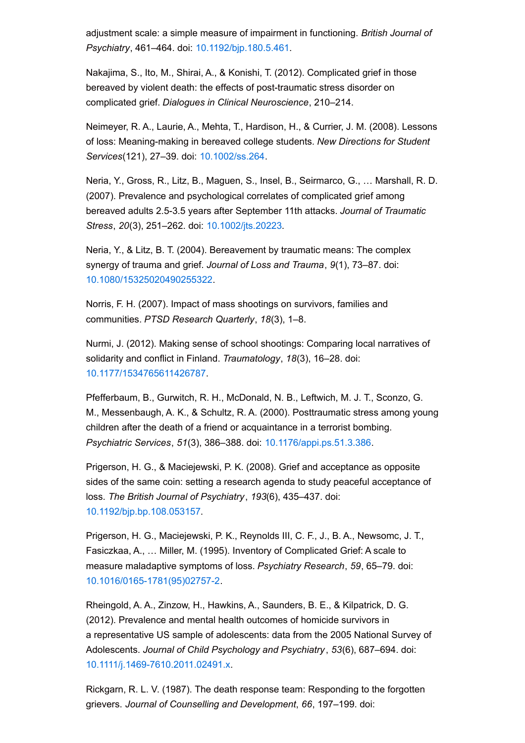adjustment scale: a simple measure of impairment in functioning. *British Journal of Psychiatry*, 461–464. doi: 10.1192/bjp.180.5.461.

Nakajima, S., Ito, M., Shirai, A., & Konishi, T. (2012). Complicated grief in those bereaved by violent death: the effects of post-traumatic stress disorder on complicated grief. *Dialogues in Clinical Neuroscience*, 210–214.

Neimeyer, R. A., Laurie, A., Mehta, T., Hardison, H., & Currier, J. M. (2008). Lessons of loss: Meaning-making in bereaved college students. *New Directions for Student Services*(121), 27–39. doi: 10.1002/ss.264.

Neria, Y., Gross, R., Litz, B., Maguen, S., Insel, B., Seirmarco, G., … Marshall, R. D. (2007). Prevalence and psychological correlates of complicated grief among bereaved adults 2.5-3.5 years after September 11th attacks. *Journal of Traumatic Stress*, *20*(3), 251–262. doi: 10.1002/jts.20223.

Neria, Y., & Litz, B. T. (2004). Bereavement by traumatic means: The complex synergy of trauma and grief. *Journal of Loss and Trauma*, *9*(1), 73–87. doi: 10.1080/15325020490255322.

Norris, F. H. (2007). Impact of mass shootings on survivors, families and communities. *PTSD Research Quarterly*, *18*(3), 1–8.

Nurmi, J. (2012). Making sense of school shootings: Comparing local narratives of solidarity and conflict in Finland. *Traumatology*, *18*(3), 16–28. doi: 10.1177/1534765611426787.

Pfefferbaum, B., Gurwitch, R. H., McDonald, N. B., Leftwich, M. J. T., Sconzo, G. M., Messenbaugh, A. K., & Schultz, R. A. (2000). Posttraumatic stress among young children after the death of a friend or acquaintance in a terrorist bombing. *Psychiatric Services*, *51*(3), 386–388. doi: 10.1176/appi.ps.51.3.386.

Prigerson, H. G., & Maciejewski, P. K. (2008). Grief and acceptance as opposite sides of the same coin: setting a research agenda to study peaceful acceptance of loss. *The British Journal of Psychiatry*, *193*(6), 435–437. doi: 10.1192/bjp.bp.108.053157.

Prigerson, H. G., Maciejewski, P. K., Reynolds III, C. F., J., B. A., Newsomc, J. T., Fasiczkaa, A., … Miller, M. (1995). Inventory of Complicated Grief: A scale to measure maladaptive symptoms of loss. *Psychiatry Research*, *59*, 65–79. doi: 10.1016/0165-1781(95)02757-2.

Rheingold, A. A., Zinzow, H., Hawkins, A., Saunders, B. E., & Kilpatrick, D. G. (2012). Prevalence and mental health outcomes of homicide survivors in a representative US sample of adolescents: data from the 2005 National Survey of Adolescents. *Journal of Child Psychology and Psychiatry*, *53*(6), 687–694. doi: 10.1111/j.1469-7610.2011.02491.x.

Rickgarn, R. L. V. (1987). The death response team: Responding to the forgotten grievers. *Journal of Counselling and Development*, *66*, 197–199. doi: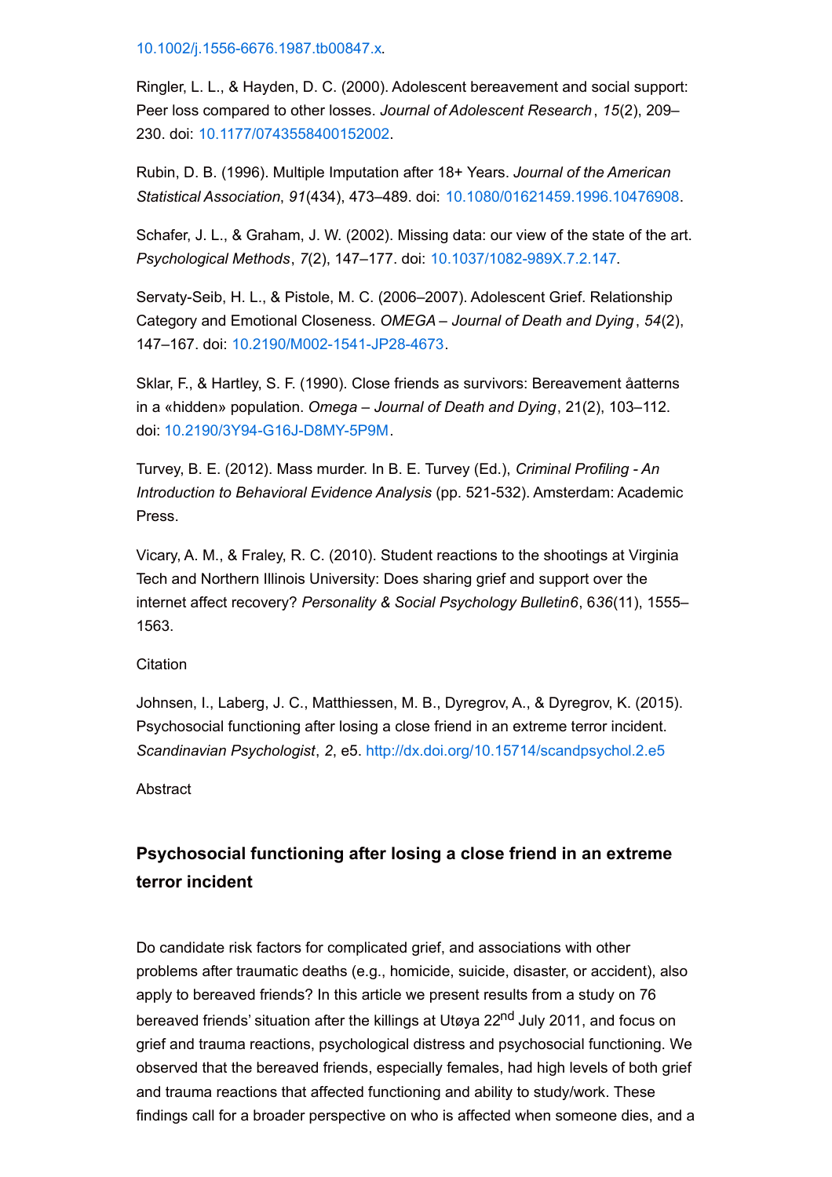10.1002/j.1556-6676.1987.tb00847.x.

Ringler, L. L., & Hayden, D. C. (2000). Adolescent bereavement and social support: Peer loss compared to other losses. *Journal of Adolescent Research*, *15*(2), 209–230. doi: 10.1177/0743558400152002.

Rubin, D. B. (1996). Multiple Imputation after 18+ Years. *Journal of the American Statistical Association*, *91*(434), 473–489. doi: 10.1080/01621459.1996.10476908.

Schafer, J. L., & Graham, J. W. (2002). Missing data: our view of the state of the art. *Psychological Methods*, *7*(2), 147–177. doi: 10.1037/1082-989X.7.2.147.

Servaty-Seib, H. L., & Pistole, M. C. (2006–2007). Adolescent Grief. Relationship Category and Emotional Closeness. *OMEGA – Journal of Death and Dying*, *54*(2), 147–167. doi: 10.2190/M002-1541-JP28-4673.

Sklar, F., & Hartley, S. F. (1990). Close friends as survivors: Bereavement åatterns in a «hidden» population. *Omega – Journal of Death and Dying*, 21(2), 103–112. doi: 10.2190/3Y94-G16J-D8MY-5P9M.

Turvey, B. E. (2012). Mass murder. In B. E. Turvey (Ed.), *Criminal Profiling - An Introduction to Behavioral Evidence Analysis* (pp. 521-532). Amsterdam: Academic Press.

Vicary, A. M., & Fraley, R. C. (2010). Student reactions to the shootings at Virginia Tech and Northern Illinois University: Does sharing grief and support over the internet affect recovery? *Personality & Social Psychology Bulletin6*, 6*36*(11), 1555–1563.

Citation

Johnsen, I., Laberg, J. C., Matthiessen, M. B., Dyregrov, A., & Dyregrov, K. (2015). Psychosocial functioning after losing a close friend in an extreme terror incident. *Scandinavian Psychologist*, *2*, e5. http://dx.doi.org/10.15714/scandpsychol.2.e5

Abstract

### Psychosocial functioning after losing a close friend in an extreme terror incident

Do candidate risk factors for complicated grief, and associations with other problems after traumatic deaths (e.g., homicide, suicide, disaster, or accident), also apply to bereaved friends? In this article we present results from a study on 76 bereaved friends' situation after the killings at Utøya 22nd July 2011, and focus on grief and trauma reactions, psychological distress and psychosocial functioning. We observed that the bereaved friends, especially females, had high levels of both grief and trauma reactions that affected functioning and ability to study/work. These findings call for a broader perspective on who is affected when someone dies, and a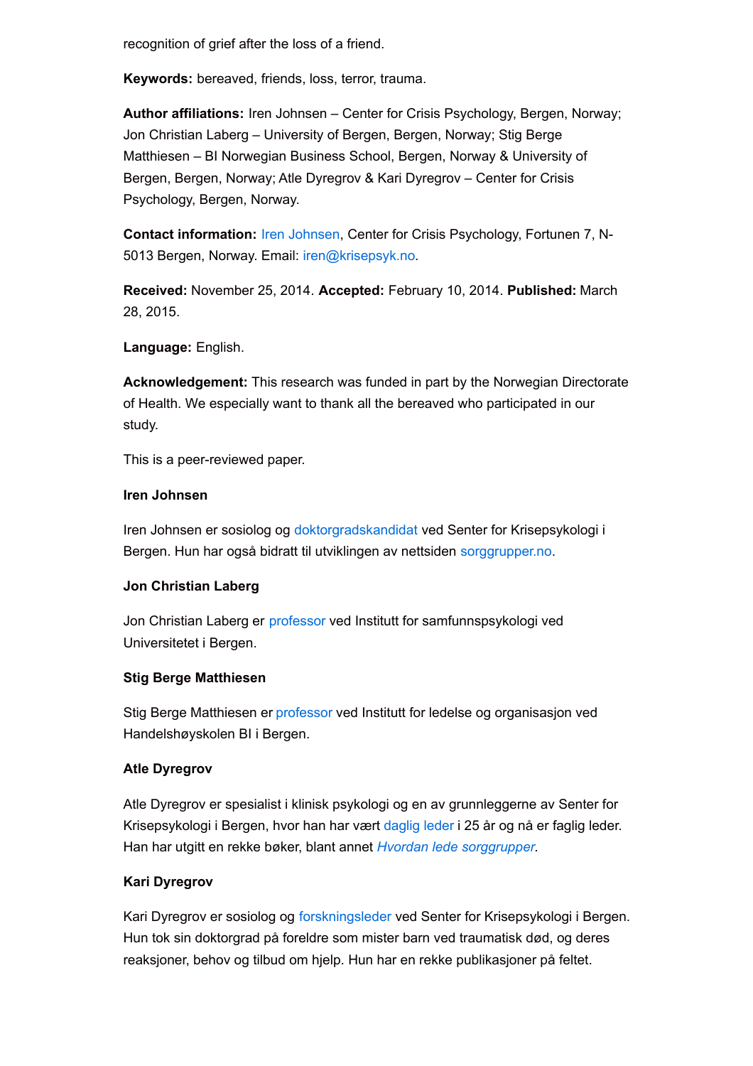recognition of grief after the loss of a friend.

**Keywords:** bereaved, friends, loss, terror, trauma.

**Author affiliations:** Iren Johnsen – Center for Crisis Psychology, Bergen, Norway; Jon Christian Laberg – University of Bergen, Bergen, Norway; Stig Berge Matthiesen – BI Norwegian Business School, Bergen, Norway & University of Bergen, Bergen, Norway; Atle Dyregrov & Kari Dyregrov – Center for Crisis Psychology, Bergen, Norway.

**Contact information:** Iren Johnsen, Center for Crisis Psychology, Fortunen 7, N-5013 Bergen, Norway. Email: iren@krisepsyk.no.

**Received:** November 25, 2014. **Accepted:** February 10, 2014. **Published:** March 28, 2015.

**Language:** English.

**Acknowledgement:** This research was funded in part by the Norwegian Directorate of Health. We especially want to thank all the bereaved who participated in our study.

This is a peer-reviewed paper.

**Iren Johnsen**

Iren Johnsen er sosiolog og doktorgradskandidat ved Senter for Krisepsykologi i Bergen. Hun har også bidratt til utviklingen av nettsiden sorggrupper.no.

**Jon Christian Laberg**

Jon Christian Laberg er professor ved Institutt for samfunnspsykologi ved Universitetet i Bergen.

**Stig Berge Matthiesen**

Stig Berge Matthiesen er professor ved Institutt for ledelse og organisasjon ved Handelshøyskolen BI i Bergen.

**Atle Dyregrov**

Atle Dyregrov er spesialist i klinisk psykologi og en av grunnleggerne av Senter for Krisepsykologi i Bergen, hvor han har vært daglig leder i 25 år og nå er faglig leder. Han har utgitt en rekke bøker, blant annet *Hvordan lede sorggrupper*.

**Kari Dyregrov**

Kari Dyregrov er sosiolog og forskningsleder ved Senter for Krisepsykologi i Bergen. Hun tok sin doktorgrad på foreldre som mister barn ved traumatisk død, og deres reaksjoner, behov og tilbud om hjelp. Hun har en rekke publikasjoner på feltet.